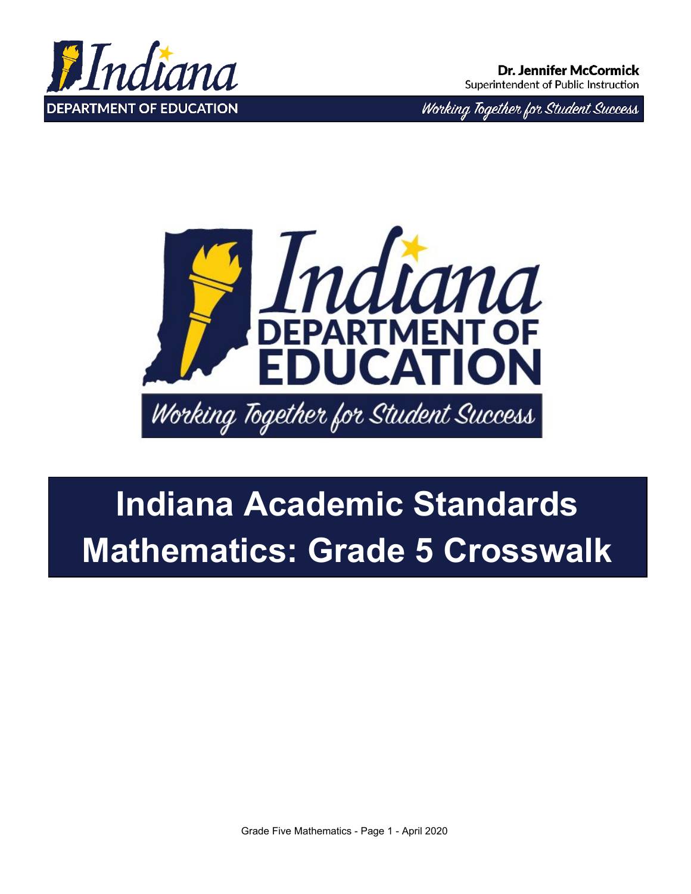Indiana DEPARTMENT OF EDUCATION

**Dr. Jennifer McCormick**
Superintendent of Public Instruction

*Working Together for Student Success*

Indiana DEPARTMENT OF EDUCATION

*Working Together for Student Success*

# Indiana Academic Standards Mathematics: Grade 5 Crosswalk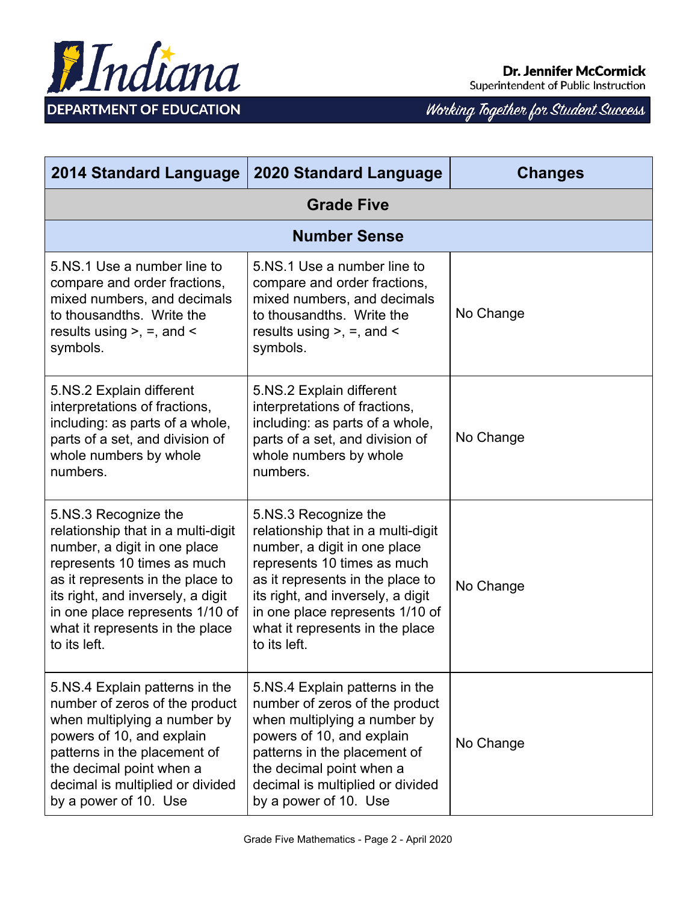| 2014 Standard Language | 2020 Standard Language | Changes |
|---|---|---|
| **Grade Five** | | |
| **Number Sense** | | |
| 5.NS.1 Use a number line to compare and order fractions, mixed numbers, and decimals to thousandths. Write the results using >, =, and < symbols. | 5.NS.1 Use a number line to compare and order fractions, mixed numbers, and decimals to thousandths. Write the results using >, =, and < symbols. | No Change |
| 5.NS.2 Explain different interpretations of fractions, including: as parts of a whole, parts of a set, and division of whole numbers by whole numbers. | 5.NS.2 Explain different interpretations of fractions, including: as parts of a whole, parts of a set, and division of whole numbers by whole numbers. | No Change |
| 5.NS.3 Recognize the relationship that in a multi-digit number, a digit in one place represents 10 times as much as it represents in the place to its right, and inversely, a digit in one place represents 1/10 of what it represents in the place to its left. | 5.NS.3 Recognize the relationship that in a multi-digit number, a digit in one place represents 10 times as much as it represents in the place to its right, and inversely, a digit in one place represents 1/10 of what it represents in the place to its left. | No Change |
| 5.NS.4 Explain patterns in the number of zeros of the product when multiplying a number by powers of 10, and explain patterns in the placement of the decimal point when a decimal is multiplied or divided by a power of 10. Use | 5.NS.4 Explain patterns in the number of zeros of the product when multiplying a number by powers of 10, and explain patterns in the placement of the decimal point when a decimal is multiplied or divided by a power of 10. Use | No Change |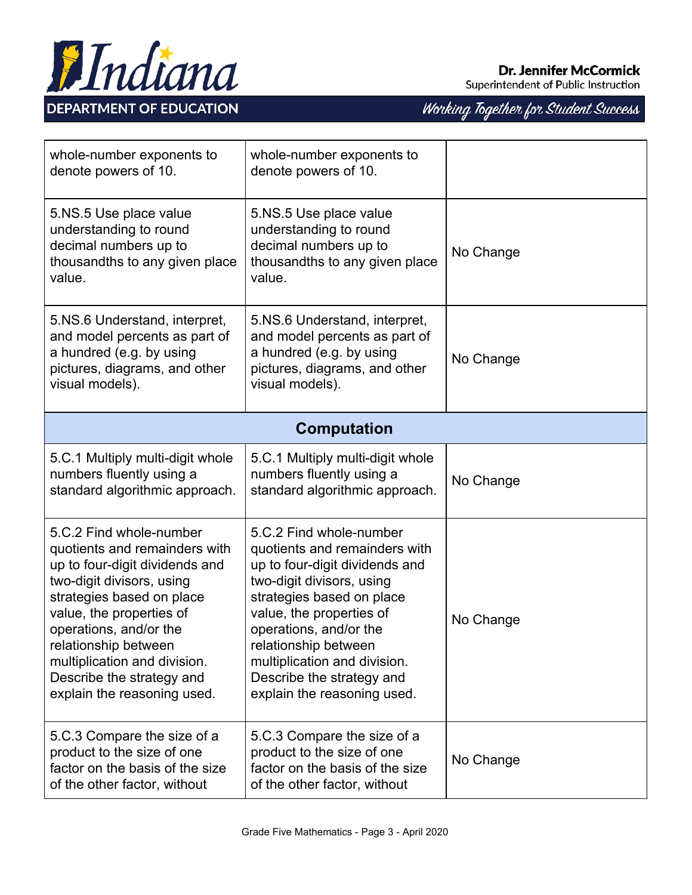| | | |
|---|---|---|
| whole-number exponents to denote powers of 10. | whole-number exponents to denote powers of 10. | |
| 5.NS.5 Use place value understanding to round decimal numbers up to thousandths to any given place value. | 5.NS.5 Use place value understanding to round decimal numbers up to thousandths to any given place value. | No Change |
| 5.NS.6 Understand, interpret, and model percents as part of a hundred (e.g. by using pictures, diagrams, and other visual models). | 5.NS.6 Understand, interpret, and model percents as part of a hundred (e.g. by using pictures, diagrams, and other visual models). | No Change |
| **Computation** | | |
| 5.C.1 Multiply multi-digit whole numbers fluently using a standard algorithmic approach. | 5.C.1 Multiply multi-digit whole numbers fluently using a standard algorithmic approach. | No Change |
| 5.C.2 Find whole-number quotients and remainders with up to four-digit dividends and two-digit divisors, using strategies based on place value, the properties of operations, and/or the relationship between multiplication and division. Describe the strategy and explain the reasoning used. | 5.C.2 Find whole-number quotients and remainders with up to four-digit dividends and two-digit divisors, using strategies based on place value, the properties of operations, and/or the relationship between multiplication and division. Describe the strategy and explain the reasoning used. | No Change |
| 5.C.3 Compare the size of a product to the size of one factor on the basis of the size of the other factor, without | 5.C.3 Compare the size of a product to the size of one factor on the basis of the size of the other factor, without | No Change |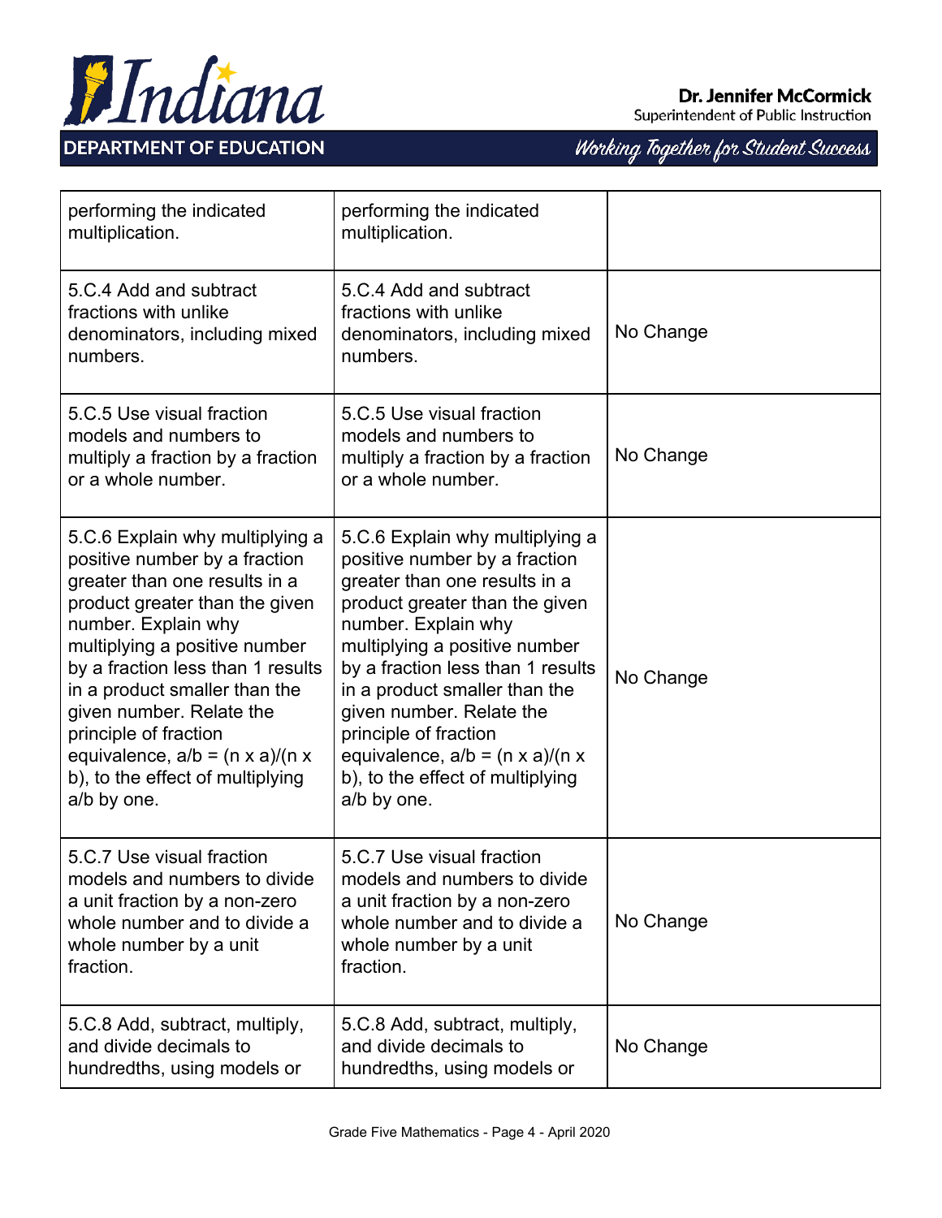| | | |
|---|---|---|
| performing the indicated multiplication. | performing the indicated multiplication. | |
| 5.C.4 Add and subtract fractions with unlike denominators, including mixed numbers. | 5.C.4 Add and subtract fractions with unlike denominators, including mixed numbers. | No Change |
| 5.C.5 Use visual fraction models and numbers to multiply a fraction by a fraction or a whole number. | 5.C.5 Use visual fraction models and numbers to multiply a fraction by a fraction or a whole number. | No Change |
| 5.C.6 Explain why multiplying a positive number by a fraction greater than one results in a product greater than the given number. Explain why multiplying a positive number by a fraction less than 1 results in a product smaller than the given number. Relate the principle of fraction equivalence, $a/b = (n \times a)/(n \times b)$, to the effect of multiplying a/b by one. | 5.C.6 Explain why multiplying a positive number by a fraction greater than one results in a product greater than the given number. Explain why multiplying a positive number by a fraction less than 1 results in a product smaller than the given number. Relate the principle of fraction equivalence, $a/b = (n \times a)/(n \times b)$, to the effect of multiplying a/b by one. | No Change |
| 5.C.7 Use visual fraction models and numbers to divide a unit fraction by a non-zero whole number and to divide a whole number by a unit fraction. | 5.C.7 Use visual fraction models and numbers to divide a unit fraction by a non-zero whole number and to divide a whole number by a unit fraction. | No Change |
| 5.C.8 Add, subtract, multiply, and divide decimals to hundredths, using models or | 5.C.8 Add, subtract, multiply, and divide decimals to hundredths, using models or | No Change |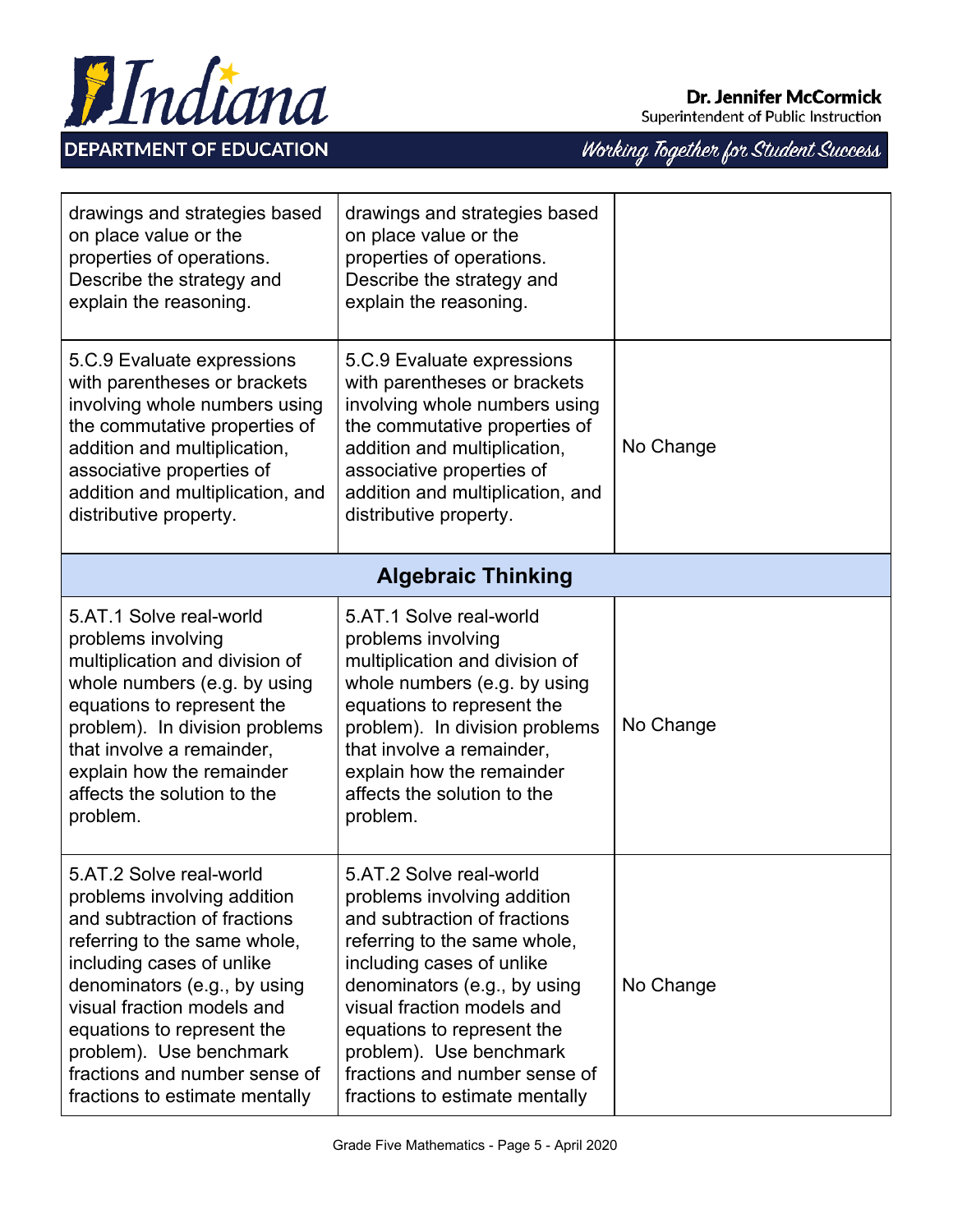| | | |
|---|---|---|
| drawings and strategies based on place value or the properties of operations. Describe the strategy and explain the reasoning. | drawings and strategies based on place value or the properties of operations. Describe the strategy and explain the reasoning. | |
| 5.C.9 Evaluate expressions with parentheses or brackets involving whole numbers using the commutative properties of addition and multiplication, associative properties of addition and multiplication, and distributive property. | 5.C.9 Evaluate expressions with parentheses or brackets involving whole numbers using the commutative properties of addition and multiplication, associative properties of addition and multiplication, and distributive property. | No Change |
| **Algebraic Thinking** | | |
| 5.AT.1 Solve real-world problems involving multiplication and division of whole numbers (e.g. by using equations to represent the problem). In division problems that involve a remainder, explain how the remainder affects the solution to the problem. | 5.AT.1 Solve real-world problems involving multiplication and division of whole numbers (e.g. by using equations to represent the problem). In division problems that involve a remainder, explain how the remainder affects the solution to the problem. | No Change |
| 5.AT.2 Solve real-world problems involving addition and subtraction of fractions referring to the same whole, including cases of unlike denominators (e.g., by using visual fraction models and equations to represent the problem). Use benchmark fractions and number sense of fractions to estimate mentally | 5.AT.2 Solve real-world problems involving addition and subtraction of fractions referring to the same whole, including cases of unlike denominators (e.g., by using visual fraction models and equations to represent the problem). Use benchmark fractions and number sense of fractions to estimate mentally | No Change |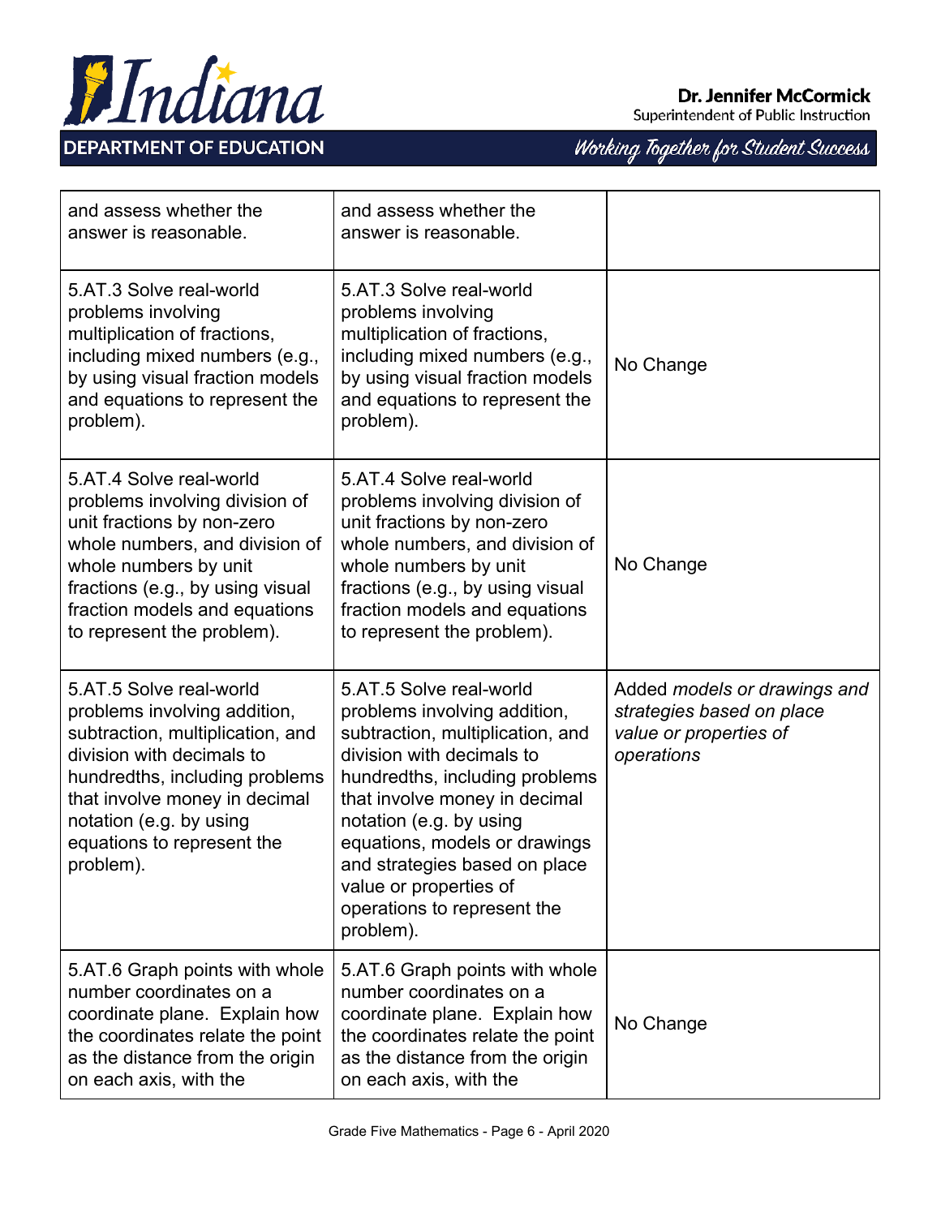| | | |
|---|---|---|
| and assess whether the answer is reasonable. | and assess whether the answer is reasonable. | |
| 5.AT.3 Solve real-world problems involving multiplication of fractions, including mixed numbers (e.g., by using visual fraction models and equations to represent the problem). | 5.AT.3 Solve real-world problems involving multiplication of fractions, including mixed numbers (e.g., by using visual fraction models and equations to represent the problem). | No Change |
| 5.AT.4 Solve real-world problems involving division of unit fractions by non-zero whole numbers, and division of whole numbers by unit fractions (e.g., by using visual fraction models and equations to represent the problem). | 5.AT.4 Solve real-world problems involving division of unit fractions by non-zero whole numbers, and division of whole numbers by unit fractions (e.g., by using visual fraction models and equations to represent the problem). | No Change |
| 5.AT.5 Solve real-world problems involving addition, subtraction, multiplication, and division with decimals to hundredths, including problems that involve money in decimal notation (e.g. by using equations to represent the problem). | 5.AT.5 Solve real-world problems involving addition, subtraction, multiplication, and division with decimals to hundredths, including problems that involve money in decimal notation (e.g. by using equations, models or drawings and strategies based on place value or properties of operations to represent the problem). | Added *models or drawings and strategies based on place value or properties of operations* |
| 5.AT.6 Graph points with whole number coordinates on a coordinate plane. Explain how the coordinates relate the point as the distance from the origin on each axis, with the | 5.AT.6 Graph points with whole number coordinates on a coordinate plane. Explain how the coordinates relate the point as the distance from the origin on each axis, with the | No Change |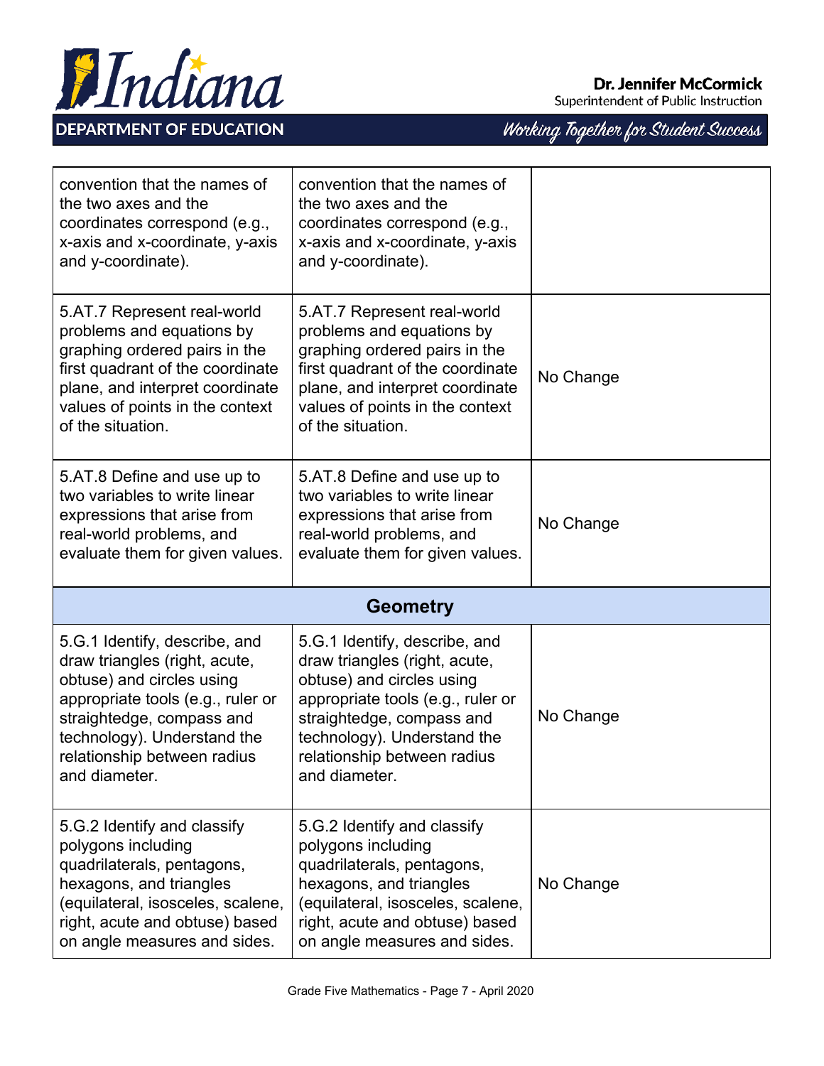| | | |
|---|---|---|
| convention that the names of the two axes and the coordinates correspond (e.g., x-axis and x-coordinate, y-axis and y-coordinate). | convention that the names of the two axes and the coordinates correspond (e.g., x-axis and x-coordinate, y-axis and y-coordinate). | |
| 5.AT.7 Represent real-world problems and equations by graphing ordered pairs in the first quadrant of the coordinate plane, and interpret coordinate values of points in the context of the situation. | 5.AT.7 Represent real-world problems and equations by graphing ordered pairs in the first quadrant of the coordinate plane, and interpret coordinate values of points in the context of the situation. | No Change |
| 5.AT.8 Define and use up to two variables to write linear expressions that arise from real-world problems, and evaluate them for given values. | 5.AT.8 Define and use up to two variables to write linear expressions that arise from real-world problems, and evaluate them for given values. | No Change |
| **Geometry** | | |
| 5.G.1 Identify, describe, and draw triangles (right, acute, obtuse) and circles using appropriate tools (e.g., ruler or straightedge, compass and technology). Understand the relationship between radius and diameter. | 5.G.1 Identify, describe, and draw triangles (right, acute, obtuse) and circles using appropriate tools (e.g., ruler or straightedge, compass and technology). Understand the relationship between radius and diameter. | No Change |
| 5.G.2 Identify and classify polygons including quadrilaterals, pentagons, hexagons, and triangles (equilateral, isosceles, scalene, right, acute and obtuse) based on angle measures and sides. | 5.G.2 Identify and classify polygons including quadrilaterals, pentagons, hexagons, and triangles (equilateral, isosceles, scalene, right, acute and obtuse) based on angle measures and sides. | No Change |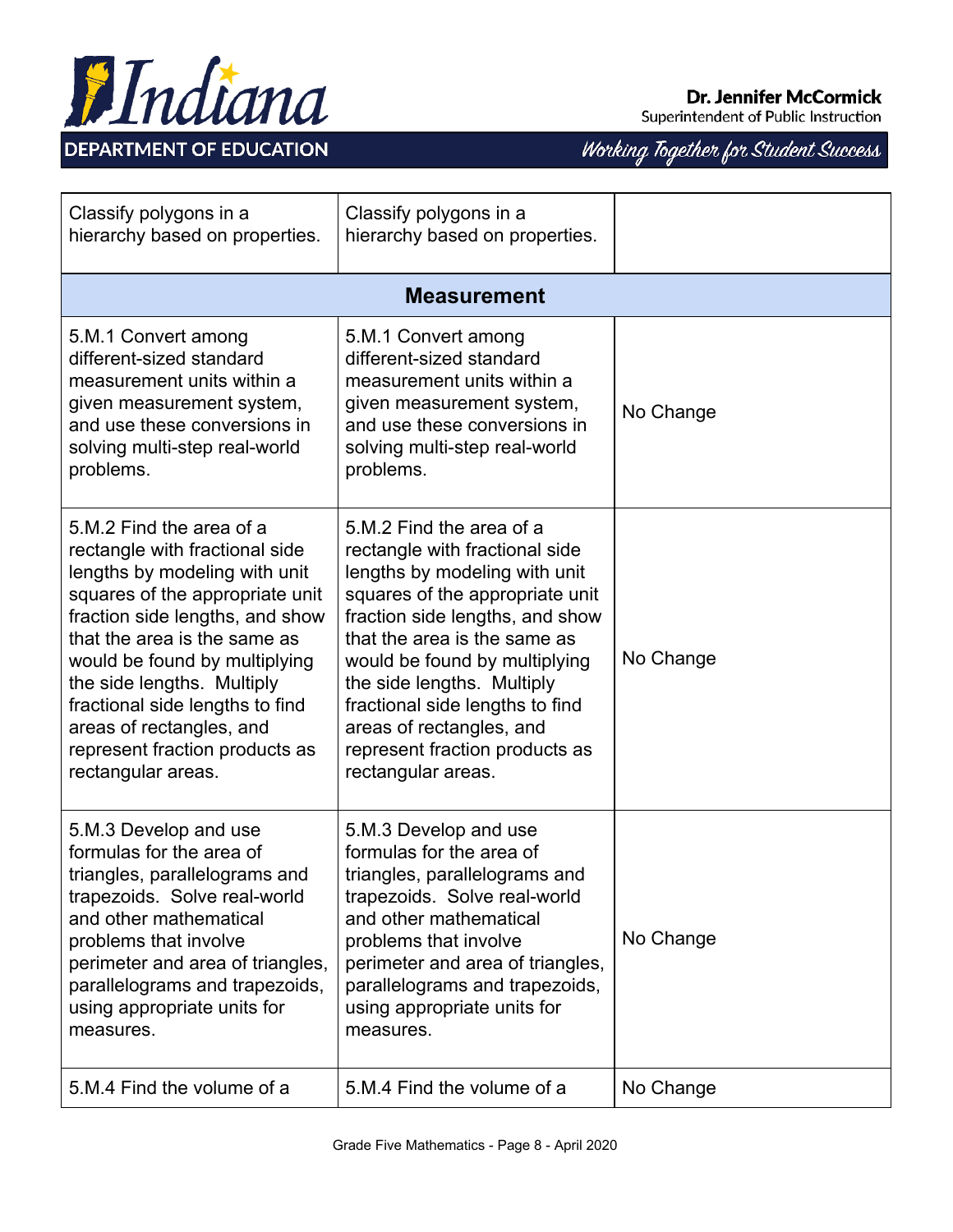| | | |
|---|---|---|
| Classify polygons in a hierarchy based on properties. | Classify polygons in a hierarchy based on properties. | |
| **Measurement** | | |
| 5.M.1 Convert among different-sized standard measurement units within a given measurement system, and use these conversions in solving multi-step real-world problems. | 5.M.1 Convert among different-sized standard measurement units within a given measurement system, and use these conversions in solving multi-step real-world problems. | No Change |
| 5.M.2 Find the area of a rectangle with fractional side lengths by modeling with unit squares of the appropriate unit fraction side lengths, and show that the area is the same as would be found by multiplying the side lengths. Multiply fractional side lengths to find areas of rectangles, and represent fraction products as rectangular areas. | 5.M.2 Find the area of a rectangle with fractional side lengths by modeling with unit squares of the appropriate unit fraction side lengths, and show that the area is the same as would be found by multiplying the side lengths. Multiply fractional side lengths to find areas of rectangles, and represent fraction products as rectangular areas. | No Change |
| 5.M.3 Develop and use formulas for the area of triangles, parallelograms and trapezoids. Solve real-world and other mathematical problems that involve perimeter and area of triangles, parallelograms and trapezoids, using appropriate units for measures. | 5.M.3 Develop and use formulas for the area of triangles, parallelograms and trapezoids. Solve real-world and other mathematical problems that involve perimeter and area of triangles, parallelograms and trapezoids, using appropriate units for measures. | No Change |
| 5.M.4 Find the volume of a | 5.M.4 Find the volume of a | No Change |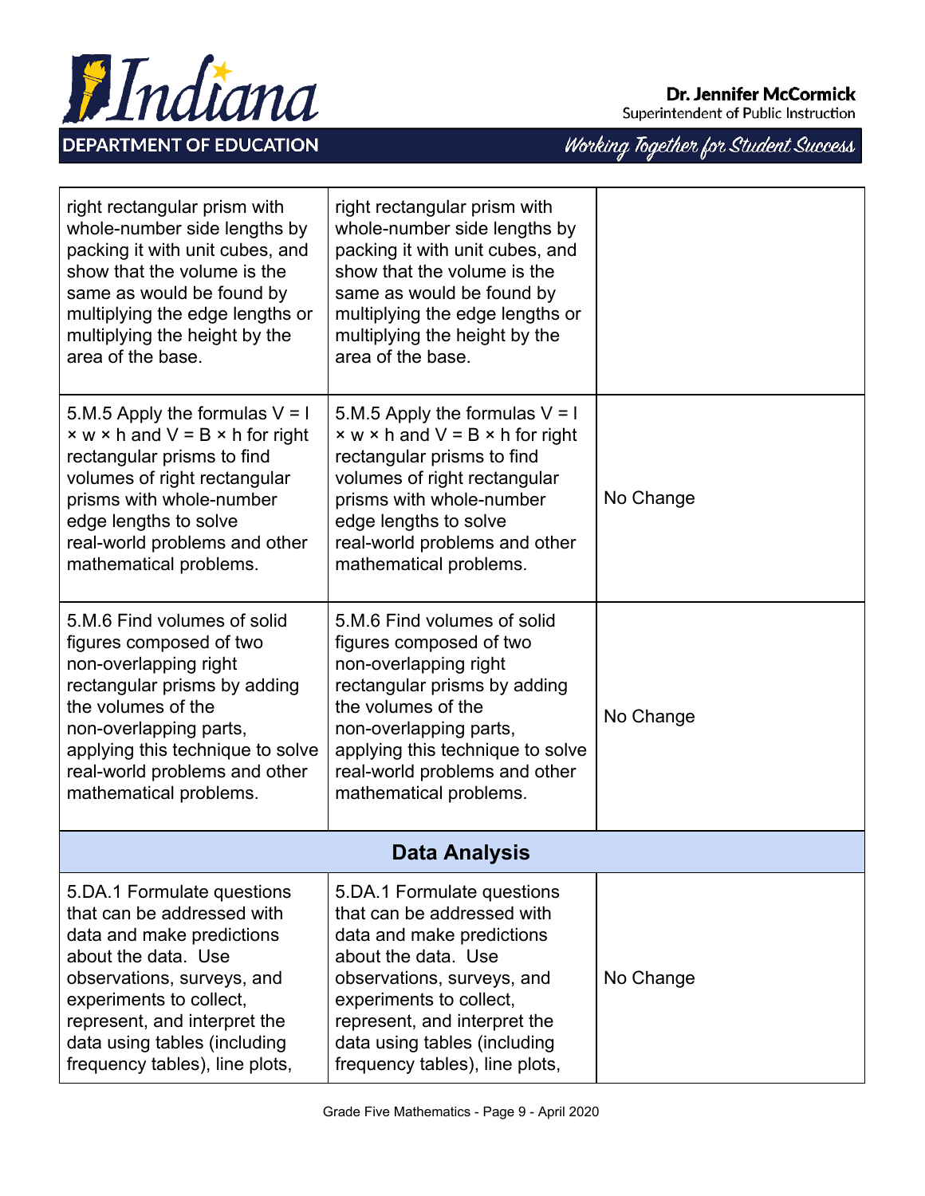| | | |
|---|---|---|
| right rectangular prism with whole-number side lengths by packing it with unit cubes, and show that the volume is the same as would be found by multiplying the edge lengths or multiplying the height by the area of the base. | right rectangular prism with whole-number side lengths by packing it with unit cubes, and show that the volume is the same as would be found by multiplying the edge lengths or multiplying the height by the area of the base. | |
| 5.M.5 Apply the formulas $V = l \times w \times h$ and $V = B \times h$ for right rectangular prisms to find volumes of right rectangular prisms with whole-number edge lengths to solve real-world problems and other mathematical problems. | 5.M.5 Apply the formulas $V = l \times w \times h$ and $V = B \times h$ for right rectangular prisms to find volumes of right rectangular prisms with whole-number edge lengths to solve real-world problems and other mathematical problems. | No Change |
| 5.M.6 Find volumes of solid figures composed of two non-overlapping right rectangular prisms by adding the volumes of the non-overlapping parts, applying this technique to solve real-world problems and other mathematical problems. | 5.M.6 Find volumes of solid figures composed of two non-overlapping right rectangular prisms by adding the volumes of the non-overlapping parts, applying this technique to solve real-world problems and other mathematical problems. | No Change |
| **Data Analysis** | | |
| 5.DA.1 Formulate questions that can be addressed with data and make predictions about the data. Use observations, surveys, and experiments to collect, represent, and interpret the data using tables (including frequency tables), line plots, | 5.DA.1 Formulate questions that can be addressed with data and make predictions about the data. Use observations, surveys, and experiments to collect, represent, and interpret the data using tables (including frequency tables), line plots, | No Change |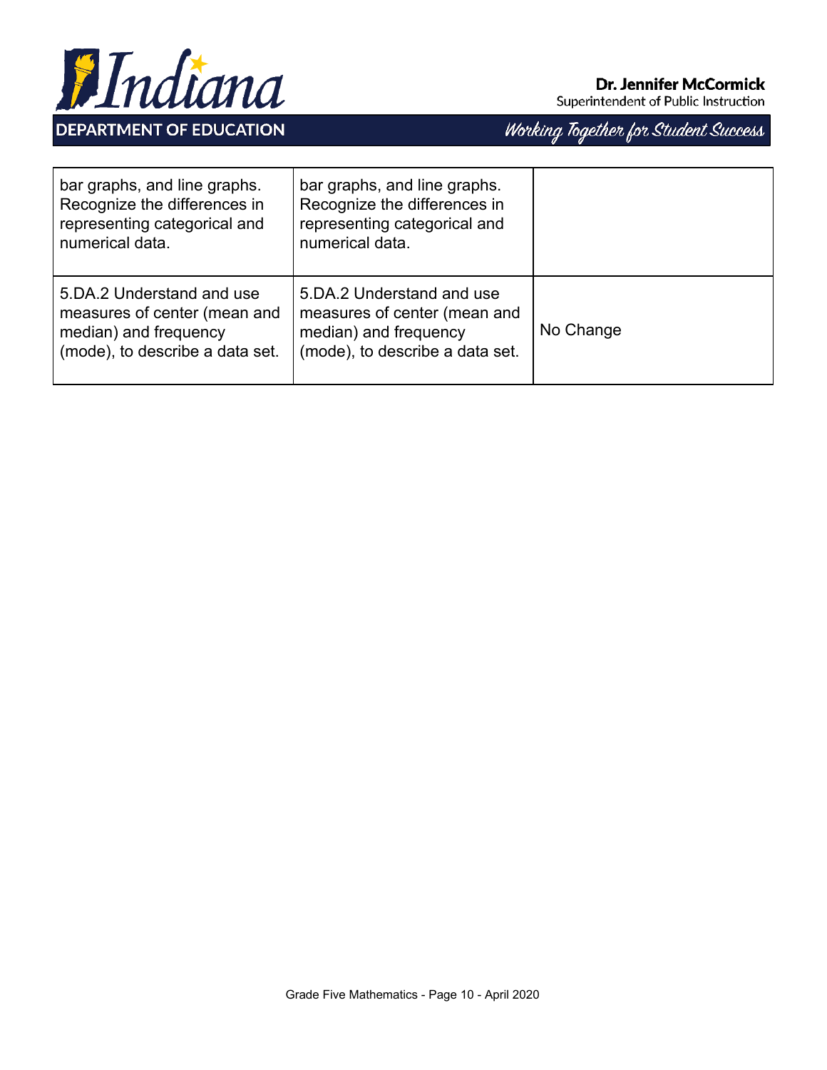| | | |
|---|---|---|
| bar graphs, and line graphs. Recognize the differences in representing categorical and numerical data. | bar graphs, and line graphs. Recognize the differences in representing categorical and numerical data. | |
| 5.DA.2 Understand and use measures of center (mean and median) and frequency (mode), to describe a data set. | 5.DA.2 Understand and use measures of center (mean and median) and frequency (mode), to describe a data set. | No Change |